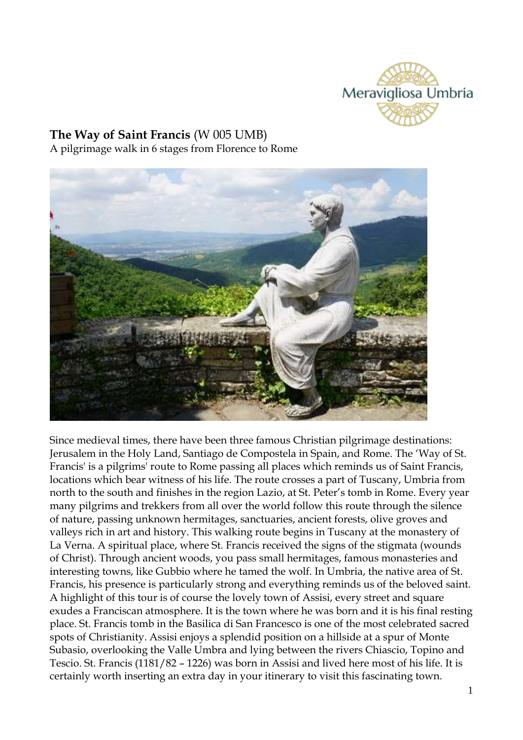**The Way of Saint Francis** (W 005 UMB)
A pilgrimage walk in 6 stages from Florence to Rome

Since medieval times, there have been three famous Christian pilgrimage destinations: Jerusalem in the Holy Land, Santiago de Compostela in Spain, and Rome. The 'Way of St. Francis' is a pilgrims' route to Rome passing all places which reminds us of Saint Francis, locations which bear witness of his life. The route crosses a part of Tuscany, Umbria from north to the south and finishes in the region Lazio, at St. Peter's tomb in Rome. Every year many pilgrims and trekkers from all over the world follow this route through the silence of nature, passing unknown hermitages, sanctuaries, ancient forests, olive groves and valleys rich in art and history. This walking route begins in Tuscany at the monastery of La Verna. A spiritual place, where St. Francis received the signs of the stigmata (wounds of Christ). Through ancient woods, you pass small hermitages, famous monasteries and interesting towns, like Gubbio where he tamed the wolf. In Umbria, the native area of St. Francis, his presence is particularly strong and everything reminds us of the beloved saint. A highlight of this tour is of course the lovely town of Assisi, every street and square exudes a Franciscan atmosphere. It is the town where he was born and it is his final resting place. St. Francis tomb in the Basilica di San Francesco is one of the most celebrated sacred spots of Christianity. Assisi enjoys a splendid position on a hillside at a spur of Monte Subasio, overlooking the Valle Umbra and lying between the rivers Chiascio, Topino and Tescio. St. Francis (1181/82 – 1226) was born in Assisi and lived here most of his life. It is certainly worth inserting an extra day in your itinerary to visit this fascinating town.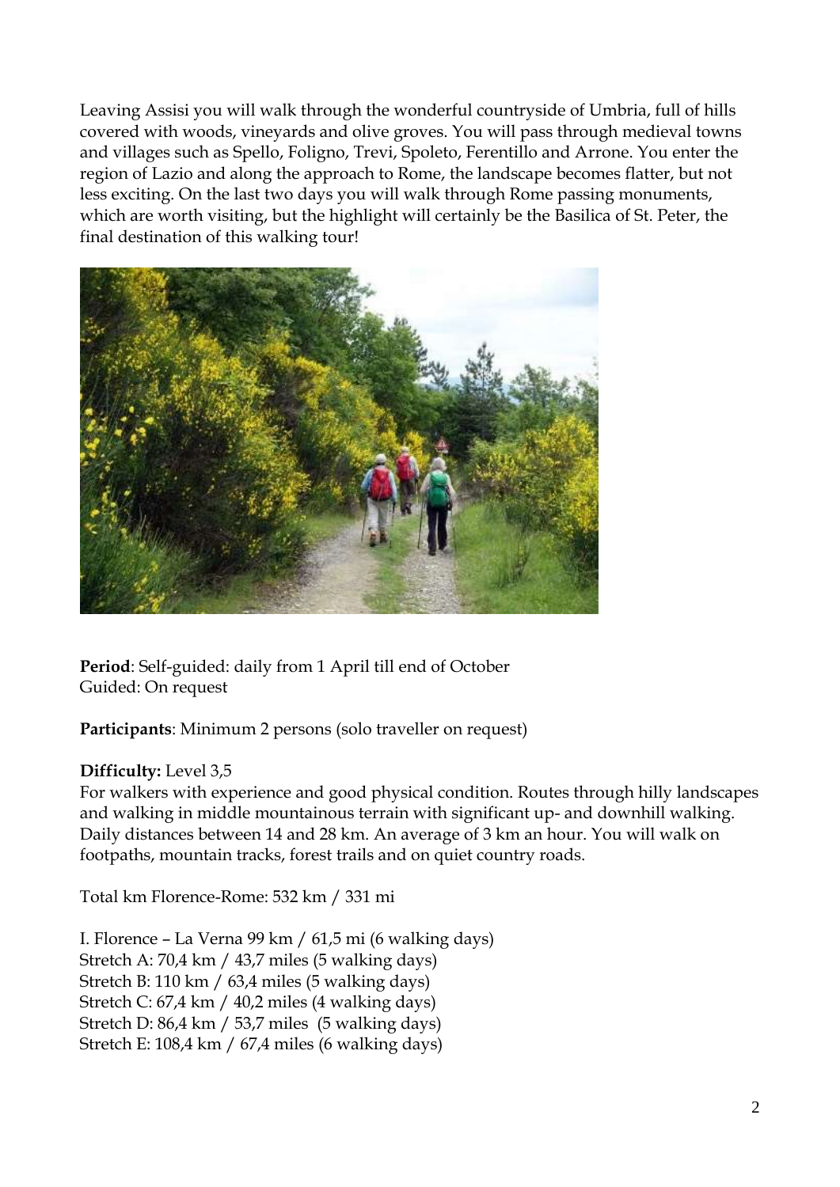Leaving Assisi you will walk through the wonderful countryside of Umbria, full of hills covered with woods, vineyards and olive groves. You will pass through medieval towns and villages such as Spello, Foligno, Trevi, Spoleto, Ferentillo and Arrone. You enter the region of Lazio and along the approach to Rome, the landscape becomes flatter, but not less exciting. On the last two days you will walk through Rome passing monuments, which are worth visiting, but the highlight will certainly be the Basilica of St. Peter, the final destination of this walking tour!

**Period**: Self-guided: daily from 1 April till end of October
Guided: On request

**Participants**: Minimum 2 persons (solo traveller on request)

**Difficulty:** Level 3,5
For walkers with experience and good physical condition. Routes through hilly landscapes and walking in middle mountainous terrain with significant up- and downhill walking. Daily distances between 14 and 28 km. An average of 3 km an hour. You will walk on footpaths, mountain tracks, forest trails and on quiet country roads.

Total km Florence-Rome: 532 km / 331 mi

I. Florence – La Verna 99 km / 61,5 mi (6 walking days)
Stretch A: 70,4 km / 43,7 miles (5 walking days)
Stretch B: 110 km / 63,4 miles (5 walking days)
Stretch C: 67,4 km / 40,2 miles (4 walking days)
Stretch D: 86,4 km / 53,7 miles (5 walking days)
Stretch E: 108,4 km / 67,4 miles (6 walking days)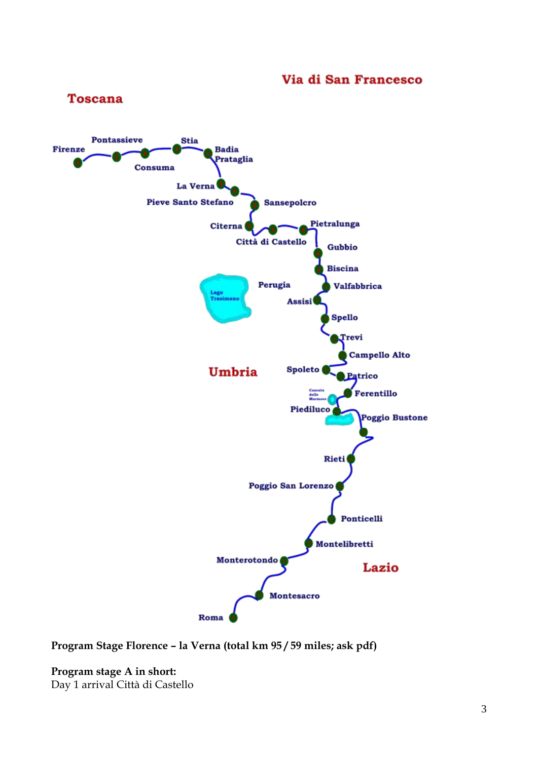**Program Stage Florence – la Verna (total km 95 / 59 miles; ask pdf)**

**Program stage A in short:**
Day 1 arrival Città di Castello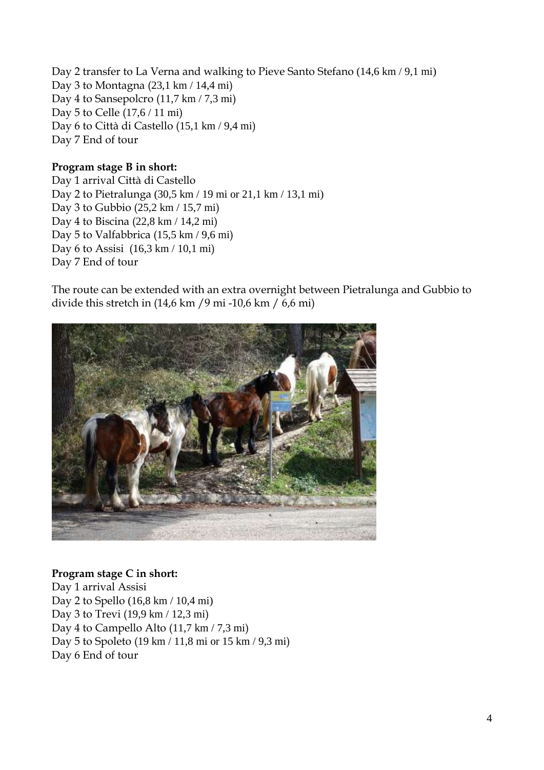Day 2 transfer to La Verna and walking to Pieve Santo Stefano (14,6 km / 9,1 mi)
Day 3 to Montagna (23,1 km / 14,4 mi)
Day 4 to Sansepolcro (11,7 km / 7,3 mi)
Day 5 to Celle (17,6 / 11 mi)
Day 6 to Città di Castello (15,1 km / 9,4 mi)
Day 7 End of tour

**Program stage B in short:**
Day 1 arrival Città di Castello
Day 2 to Pietralunga (30,5 km / 19 mi or 21,1 km / 13,1 mi)
Day 3 to Gubbio (25,2 km / 15,7 mi)
Day 4 to Biscina (22,8 km / 14,2 mi)
Day 5 to Valfabbrica (15,5 km / 9,6 mi)
Day 6 to Assisi (16,3 km / 10,1 mi)
Day 7 End of tour

The route can be extended with an extra overnight between Pietralunga and Gubbio to divide this stretch in (14,6 km /9 mi -10,6 km / 6,6 mi)

**Program stage C in short:**
Day 1 arrival Assisi
Day 2 to Spello (16,8 km / 10,4 mi)
Day 3 to Trevi (19,9 km / 12,3 mi)
Day 4 to Campello Alto (11,7 km / 7,3 mi)
Day 5 to Spoleto (19 km / 11,8 mi or 15 km / 9,3 mi)
Day 6 End of tour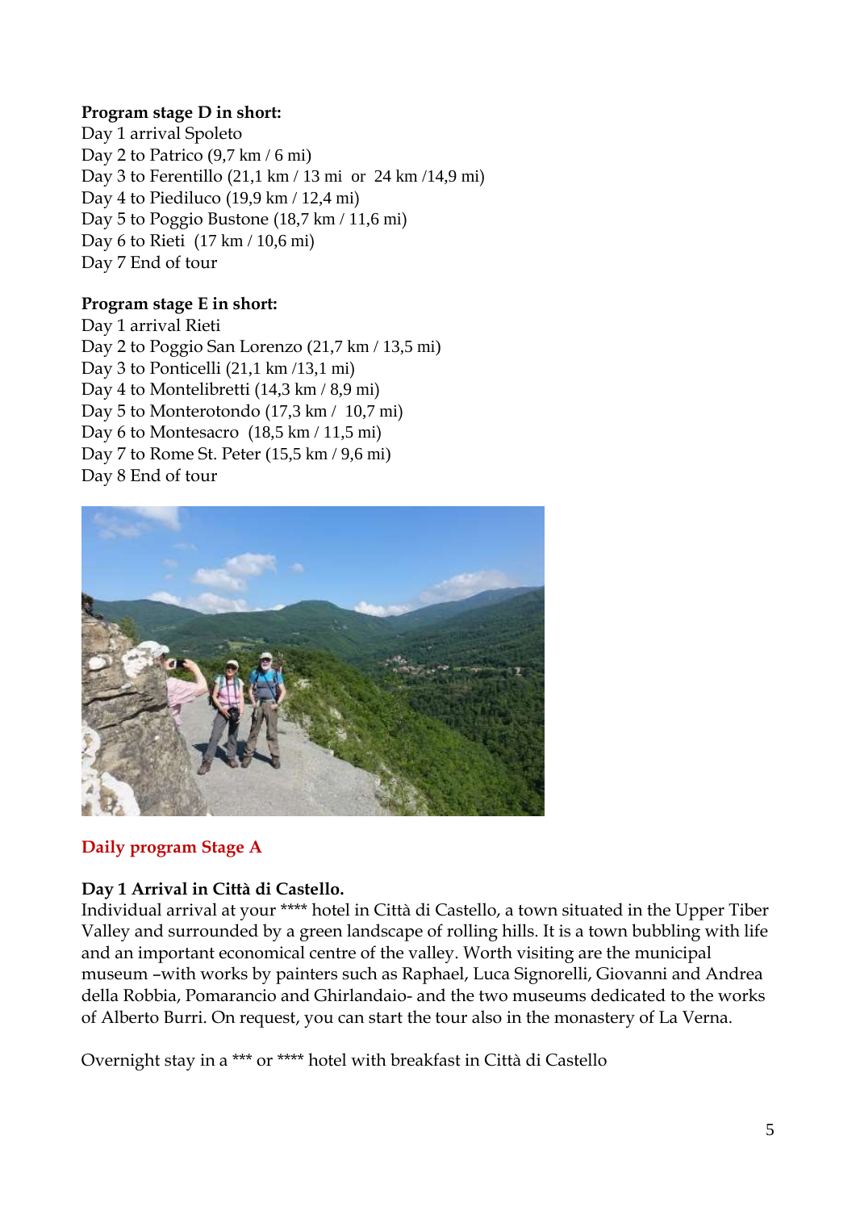**Program stage D in short:**
Day 1 arrival Spoleto
Day 2 to Patrico (9,7 km / 6 mi)
Day 3 to Ferentillo (21,1 km / 13 mi or 24 km /14,9 mi)
Day 4 to Piediluco (19,9 km / 12,4 mi)
Day 5 to Poggio Bustone (18,7 km / 11,6 mi)
Day 6 to Rieti (17 km / 10,6 mi)
Day 7 End of tour

**Program stage E in short:**
Day 1 arrival Rieti
Day 2 to Poggio San Lorenzo (21,7 km / 13,5 mi)
Day 3 to Ponticelli (21,1 km /13,1 mi)
Day 4 to Montelibretti (14,3 km / 8,9 mi)
Day 5 to Monterotondo (17,3 km / 10,7 mi)
Day 6 to Montesacro (18,5 km / 11,5 mi)
Day 7 to Rome St. Peter (15,5 km / 9,6 mi)
Day 8 End of tour

## Daily program Stage A

**Day 1 Arrival in Città di Castello.**
Individual arrival at your **** hotel in Città di Castello, a town situated in the Upper Tiber Valley and surrounded by a green landscape of rolling hills. It is a town bubbling with life and an important economical centre of the valley. Worth visiting are the municipal museum –with works by painters such as Raphael, Luca Signorelli, Giovanni and Andrea della Robbia, Pomarancio and Ghirlandaio- and the two museums dedicated to the works of Alberto Burri. On request, you can start the tour also in the monastery of La Verna.

Overnight stay in a *** or **** hotel with breakfast in Città di Castello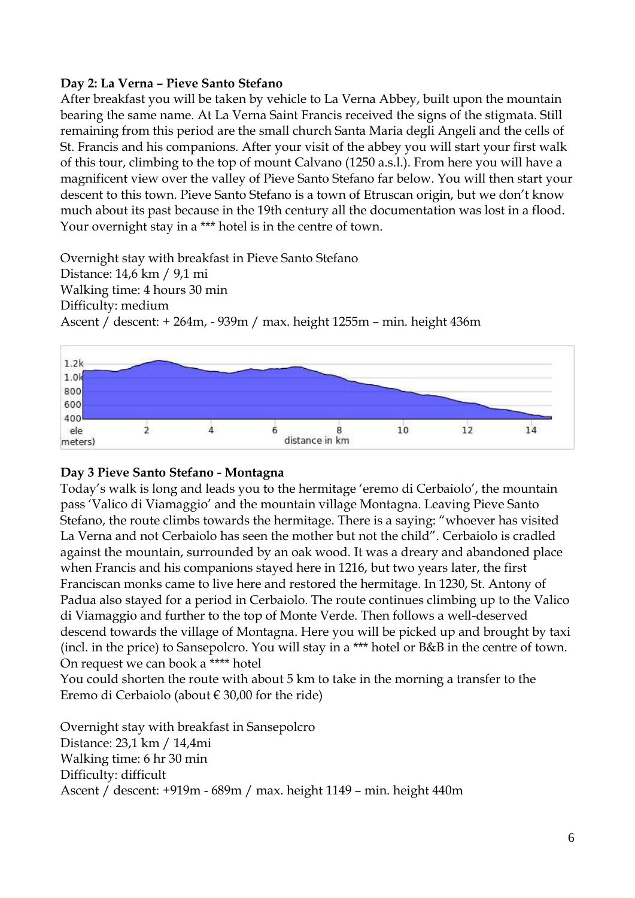**Day 2: La Verna – Pieve Santo Stefano**

After breakfast you will be taken by vehicle to La Verna Abbey, built upon the mountain bearing the same name. At La Verna Saint Francis received the signs of the stigmata. Still remaining from this period are the small church Santa Maria degli Angeli and the cells of St. Francis and his companions. After your visit of the abbey you will start your first walk of this tour, climbing to the top of mount Calvano (1250 a.s.l.). From here you will have a magnificent view over the valley of Pieve Santo Stefano far below. You will then start your descent to this town. Pieve Santo Stefano is a town of Etruscan origin, but we don't know much about its past because in the 19th century all the documentation was lost in a flood. Your overnight stay in a *** hotel is in the centre of town.

Overnight stay with breakfast in Pieve Santo Stefano
Distance: 14,6 km / 9,1 mi
Walking time: 4 hours 30 min
Difficulty: medium
Ascent / descent: + 264m, - 939m / max. height 1255m – min. height 436m

**Day 3 Pieve Santo Stefano - Montagna**

Today's walk is long and leads you to the hermitage 'eremo di Cerbaiolo', the mountain pass 'Valico di Viamaggio' and the mountain village Montagna. Leaving Pieve Santo Stefano, the route climbs towards the hermitage. There is a saying: "whoever has visited La Verna and not Cerbaiolo has seen the mother but not the child". Cerbaiolo is cradled against the mountain, surrounded by an oak wood. It was a dreary and abandoned place when Francis and his companions stayed here in 1216, but two years later, the first Franciscan monks came to live here and restored the hermitage. In 1230, St. Antony of Padua also stayed for a period in Cerbaiolo. The route continues climbing up to the Valico di Viamaggio and further to the top of Monte Verde. Then follows a well-deserved descend towards the village of Montagna. Here you will be picked up and brought by taxi (incl. in the price) to Sansepolcro. You will stay in a *** hotel or B&B in the centre of town. On request we can book a **** hotel
You could shorten the route with about 5 km to take in the morning a transfer to the Eremo di Cerbaiolo (about € 30,00 for the ride)

Overnight stay with breakfast in Sansepolcro
Distance: 23,1 km / 14,4mi
Walking time: 6 hr 30 min
Difficulty: difficult
Ascent / descent: +919m - 689m / max. height 1149 – min. height 440m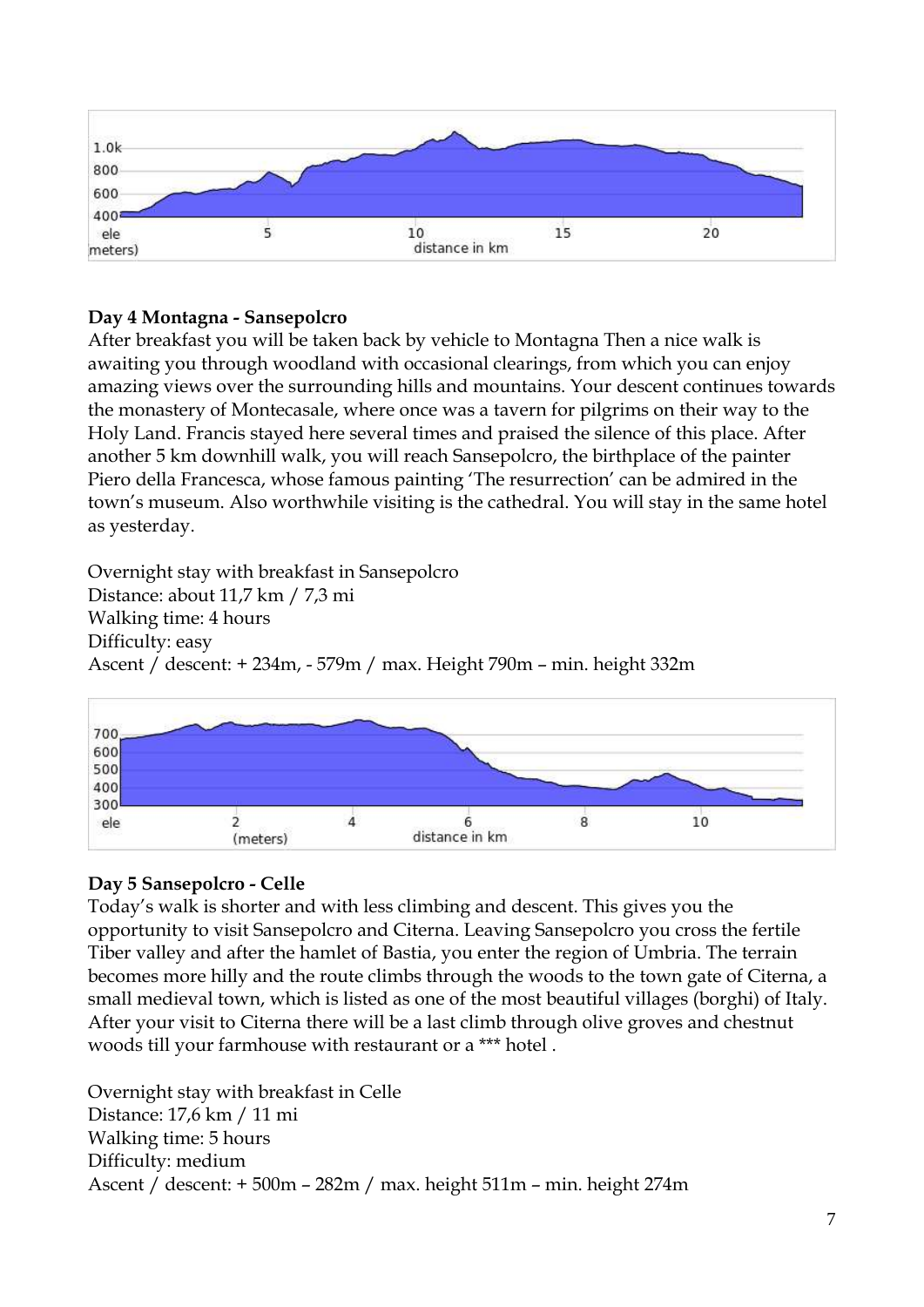**Day 4 Montagna - Sansepolcro**

After breakfast you will be taken back by vehicle to Montagna Then a nice walk is awaiting you through woodland with occasional clearings, from which you can enjoy amazing views over the surrounding hills and mountains. Your descent continues towards the monastery of Montecasale, where once was a tavern for pilgrims on their way to the Holy Land. Francis stayed here several times and praised the silence of this place. After another 5 km downhill walk, you will reach Sansepolcro, the birthplace of the painter Piero della Francesca, whose famous painting 'The resurrection' can be admired in the town's museum. Also worthwhile visiting is the cathedral. You will stay in the same hotel as yesterday.

Overnight stay with breakfast in Sansepolcro
Distance: about 11,7 km / 7,3 mi
Walking time: 4 hours
Difficulty: easy
Ascent / descent: + 234m, - 579m / max. Height 790m – min. height 332m

**Day 5 Sansepolcro - Celle**

Today's walk is shorter and with less climbing and descent. This gives you the opportunity to visit Sansepolcro and Citerna. Leaving Sansepolcro you cross the fertile Tiber valley and after the hamlet of Bastia, you enter the region of Umbria. The terrain becomes more hilly and the route climbs through the woods to the town gate of Citerna, a small medieval town, which is listed as one of the most beautiful villages (borghi) of Italy. After your visit to Citerna there will be a last climb through olive groves and chestnut woods till your farmhouse with restaurant or a *** hotel .

Overnight stay with breakfast in Celle
Distance: 17,6 km / 11 mi
Walking time: 5 hours
Difficulty: medium
Ascent / descent: + 500m – 282m / max. height 511m – min. height 274m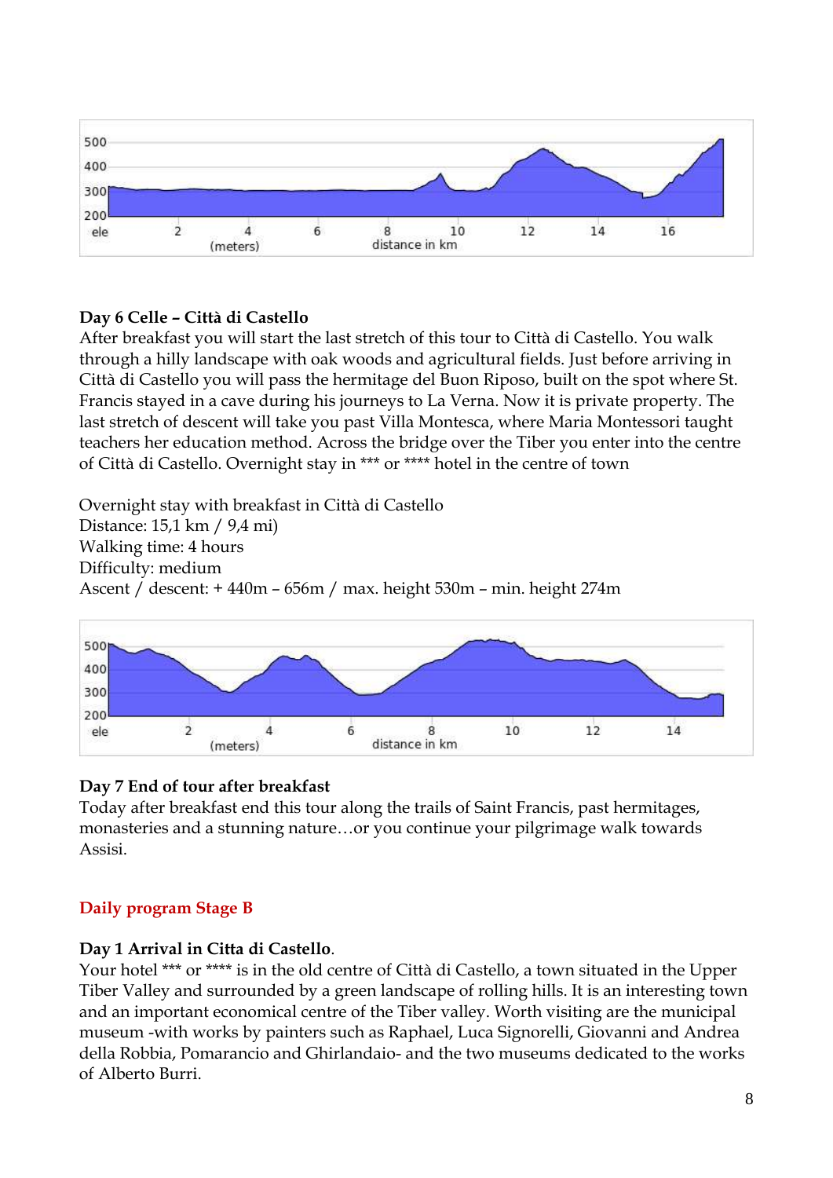**Day 6 Celle – Città di Castello**
After breakfast you will start the last stretch of this tour to Città di Castello. You walk through a hilly landscape with oak woods and agricultural fields. Just before arriving in Città di Castello you will pass the hermitage del Buon Riposo, built on the spot where St. Francis stayed in a cave during his journeys to La Verna. Now it is private property. The last stretch of descent will take you past Villa Montesca, where Maria Montessori taught teachers her education method. Across the bridge over the Tiber you enter into the centre of Città di Castello. Overnight stay in *** or **** hotel in the centre of town

Overnight stay with breakfast in Città di Castello
Distance: 15,1 km / 9,4 mi)
Walking time: 4 hours
Difficulty: medium
Ascent / descent: + 440m – 656m / max. height 530m – min. height 274m

**Day 7 End of tour after breakfast**
Today after breakfast end this tour along the trails of Saint Francis, past hermitages, monasteries and a stunning nature…or you continue your pilgrimage walk towards Assisi.

## Daily program Stage B

**Day 1 Arrival in Citta di Castello**.
Your hotel *** or **** is in the old centre of Città di Castello, a town situated in the Upper Tiber Valley and surrounded by a green landscape of rolling hills. It is an interesting town and an important economical centre of the Tiber valley. Worth visiting are the municipal museum -with works by painters such as Raphael, Luca Signorelli, Giovanni and Andrea della Robbia, Pomarancio and Ghirlandaio- and the two museums dedicated to the works of Alberto Burri.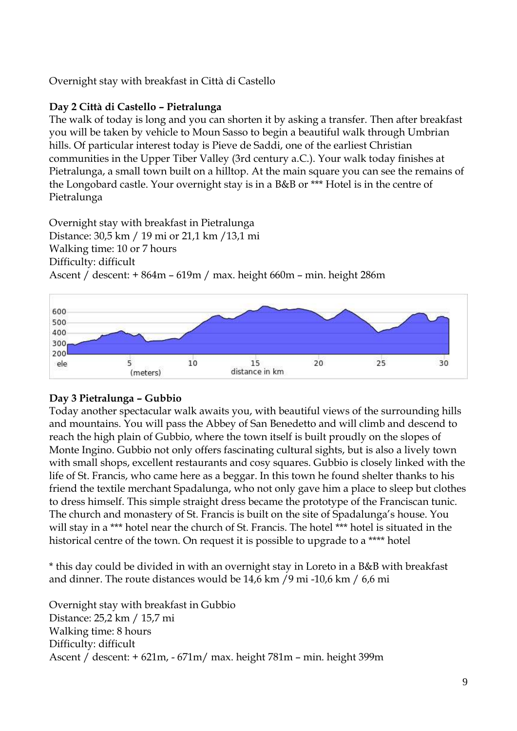Overnight stay with breakfast in Città di Castello

**Day 2 Città di Castello – Pietralunga**

The walk of today is long and you can shorten it by asking a transfer. Then after breakfast you will be taken by vehicle to Moun Sasso to begin a beautiful walk through Umbrian hills. Of particular interest today is Pieve de Saddi, one of the earliest Christian communities in the Upper Tiber Valley (3rd century a.C.). Your walk today finishes at Pietralunga, a small town built on a hilltop. At the main square you can see the remains of the Longobard castle. Your overnight stay is in a B&B or *** Hotel is in the centre of Pietralunga

Overnight stay with breakfast in Pietralunga
Distance: 30,5 km / 19 mi or 21,1 km /13,1 mi
Walking time: 10 or 7 hours
Difficulty: difficult
Ascent / descent: + 864m – 619m / max. height 660m – min. height 286m

**Day 3 Pietralunga – Gubbio**

Today another spectacular walk awaits you, with beautiful views of the surrounding hills and mountains. You will pass the Abbey of San Benedetto and will climb and descend to reach the high plain of Gubbio, where the town itself is built proudly on the slopes of Monte Ingino. Gubbio not only offers fascinating cultural sights, but is also a lively town with small shops, excellent restaurants and cosy squares. Gubbio is closely linked with the life of St. Francis, who came here as a beggar. In this town he found shelter thanks to his friend the textile merchant Spadalunga, who not only gave him a place to sleep but clothes to dress himself. This simple straight dress became the prototype of the Franciscan tunic. The church and monastery of St. Francis is built on the site of Spadalunga's house. You will stay in a *** hotel near the church of St. Francis. The hotel *** hotel is situated in the historical centre of the town. On request it is possible to upgrade to a **** hotel

* this day could be divided in with an overnight stay in Loreto in a B&B with breakfast and dinner. The route distances would be 14,6 km /9 mi -10,6 km / 6,6 mi

Overnight stay with breakfast in Gubbio
Distance: 25,2 km / 15,7 mi
Walking time: 8 hours
Difficulty: difficult
Ascent / descent: + 621m, - 671m/ max. height 781m – min. height 399m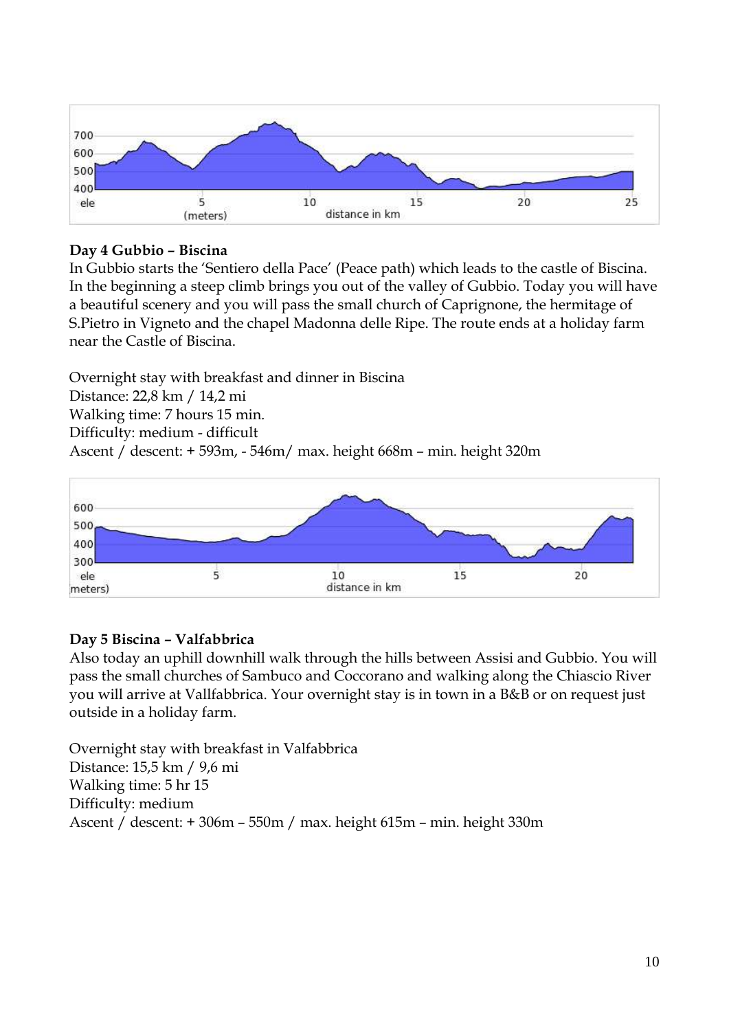**Day 4 Gubbio – Biscina**

In Gubbio starts the 'Sentiero della Pace' (Peace path) which leads to the castle of Biscina. In the beginning a steep climb brings you out of the valley of Gubbio. Today you will have a beautiful scenery and you will pass the small church of Caprignone, the hermitage of S.Pietro in Vigneto and the chapel Madonna delle Ripe. The route ends at a holiday farm near the Castle of Biscina.

Overnight stay with breakfast and dinner in Biscina
Distance: 22,8 km / 14,2 mi
Walking time: 7 hours 15 min.
Difficulty: medium - difficult
Ascent / descent: + 593m, - 546m/ max. height 668m – min. height 320m

**Day 5 Biscina – Valfabbrica**

Also today an uphill downhill walk through the hills between Assisi and Gubbio. You will pass the small churches of Sambuco and Coccorano and walking along the Chiascio River you will arrive at Vallfabbrica. Your overnight stay is in town in a B&B or on request just outside in a holiday farm.

Overnight stay with breakfast in Valfabbrica
Distance: 15,5 km / 9,6 mi
Walking time: 5 hr 15
Difficulty: medium
Ascent / descent: + 306m – 550m / max. height 615m – min. height 330m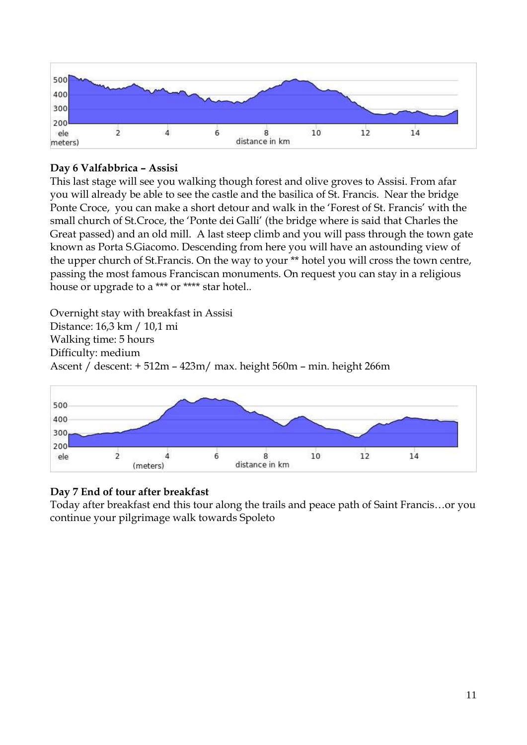**Day 6 Valfabbrica – Assisi**

This last stage will see you walking though forest and olive groves to Assisi. From afar you will already be able to see the castle and the basilica of St. Francis. Near the bridge Ponte Croce, you can make a short detour and walk in the 'Forest of St. Francis' with the small church of St.Croce, the 'Ponte dei Galli' (the bridge where is said that Charles the Great passed) and an old mill. A last steep climb and you will pass through the town gate known as Porta S.Giacomo. Descending from here you will have an astounding view of the upper church of St.Francis. On the way to your ** hotel you will cross the town centre, passing the most famous Franciscan monuments. On request you can stay in a religious house or upgrade to a *** or **** star hotel..

Overnight stay with breakfast in Assisi
Distance: 16,3 km / 10,1 mi
Walking time: 5 hours
Difficulty: medium
Ascent / descent: + 512m – 423m/ max. height 560m – min. height 266m

**Day 7 End of tour after breakfast**

Today after breakfast end this tour along the trails and peace path of Saint Francis…or you continue your pilgrimage walk towards Spoleto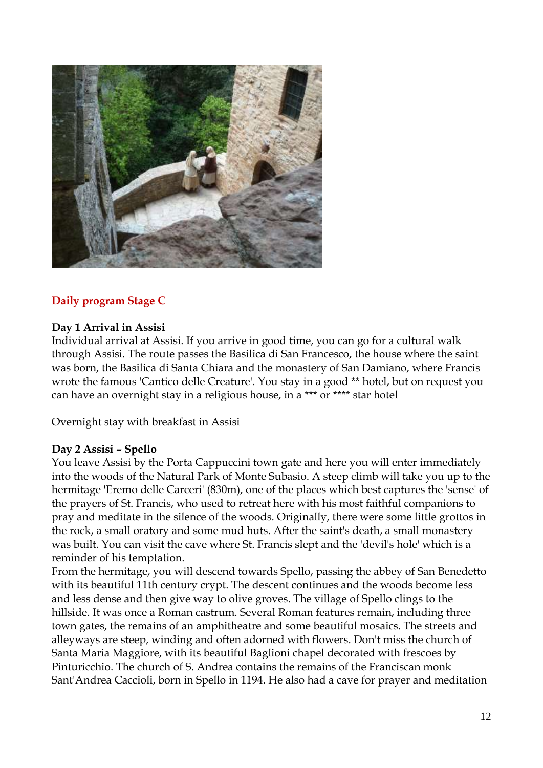## Daily program Stage C

**Day 1 Arrival in Assisi**
Individual arrival at Assisi. If you arrive in good time, you can go for a cultural walk through Assisi. The route passes the Basilica di San Francesco, the house where the saint was born, the Basilica di Santa Chiara and the monastery of San Damiano, where Francis wrote the famous 'Cantico delle Creature'. You stay in a good ** hotel, but on request you can have an overnight stay in a religious house, in a *** or **** star hotel

Overnight stay with breakfast in Assisi

**Day 2 Assisi – Spello**
You leave Assisi by the Porta Cappuccini town gate and here you will enter immediately into the woods of the Natural Park of Monte Subasio. A steep climb will take you up to the hermitage 'Eremo delle Carceri' (830m), one of the places which best captures the 'sense' of the prayers of St. Francis, who used to retreat here with his most faithful companions to pray and meditate in the silence of the woods. Originally, there were some little grottos in the rock, a small oratory and some mud huts. After the saint's death, a small monastery was built. You can visit the cave where St. Francis slept and the 'devil's hole' which is a reminder of his temptation.
From the hermitage, you will descend towards Spello, passing the abbey of San Benedetto with its beautiful 11th century crypt. The descent continues and the woods become less and less dense and then give way to olive groves. The village of Spello clings to the hillside. It was once a Roman castrum. Several Roman features remain, including three town gates, the remains of an amphitheatre and some beautiful mosaics. The streets and alleyways are steep, winding and often adorned with flowers. Don't miss the church of Santa Maria Maggiore, with its beautiful Baglioni chapel decorated with frescoes by Pinturicchio. The church of S. Andrea contains the remains of the Franciscan monk Sant'Andrea Caccioli, born in Spello in 1194. He also had a cave for prayer and meditation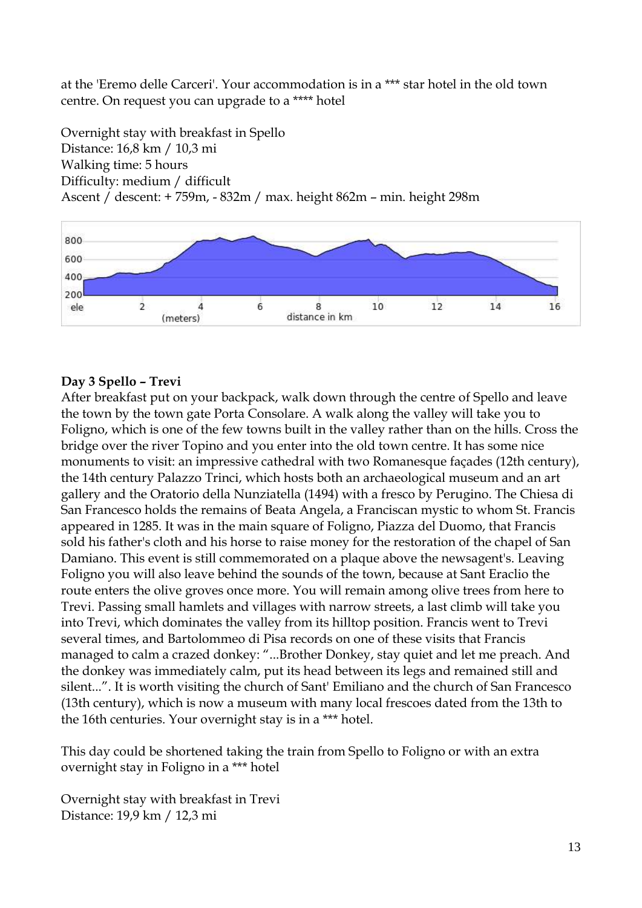at the 'Eremo delle Carceri'. Your accommodation is in a *** star hotel in the old town centre. On request you can upgrade to a **** hotel

Overnight stay with breakfast in Spello
Distance: 16,8 km / 10,3 mi
Walking time: 5 hours
Difficulty: medium / difficult
Ascent / descent: + 759m, - 832m / max. height 862m – min. height 298m

**Day 3 Spello – Trevi**

After breakfast put on your backpack, walk down through the centre of Spello and leave the town by the town gate Porta Consolare. A walk along the valley will take you to Foligno, which is one of the few towns built in the valley rather than on the hills. Cross the bridge over the river Topino and you enter into the old town centre. It has some nice monuments to visit: an impressive cathedral with two Romanesque façades (12th century), the 14th century Palazzo Trinci, which hosts both an archaeological museum and an art gallery and the Oratorio della Nunziatella (1494) with a fresco by Perugino. The Chiesa di San Francesco holds the remains of Beata Angela, a Franciscan mystic to whom St. Francis appeared in 1285. It was in the main square of Foligno, Piazza del Duomo, that Francis sold his father's cloth and his horse to raise money for the restoration of the chapel of San Damiano. This event is still commemorated on a plaque above the newsagent's. Leaving Foligno you will also leave behind the sounds of the town, because at Sant Eraclio the route enters the olive groves once more. You will remain among olive trees from here to Trevi. Passing small hamlets and villages with narrow streets, a last climb will take you into Trevi, which dominates the valley from its hilltop position. Francis went to Trevi several times, and Bartolommeo di Pisa records on one of these visits that Francis managed to calm a crazed donkey: "...Brother Donkey, stay quiet and let me preach. And the donkey was immediately calm, put its head between its legs and remained still and silent...". It is worth visiting the church of Sant' Emiliano and the church of San Francesco (13th century), which is now a museum with many local frescoes dated from the 13th to the 16th centuries. Your overnight stay is in a *** hotel.

This day could be shortened taking the train from Spello to Foligno or with an extra overnight stay in Foligno in a *** hotel

Overnight stay with breakfast in Trevi
Distance: 19,9 km / 12,3 mi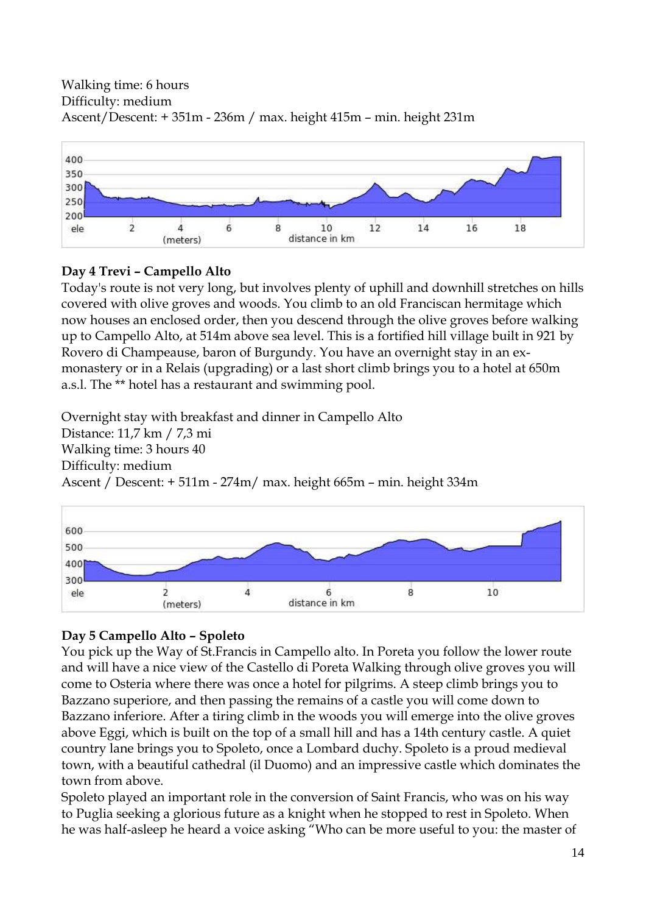Walking time: 6 hours
Difficulty: medium
Ascent/Descent: + 351m - 236m / max. height 415m – min. height 231m

**Day 4 Trevi – Campello Alto**

Today's route is not very long, but involves plenty of uphill and downhill stretches on hills covered with olive groves and woods. You climb to an old Franciscan hermitage which now houses an enclosed order, then you descend through the olive groves before walking up to Campello Alto, at 514m above sea level. This is a fortified hill village built in 921 by Rovero di Champeause, baron of Burgundy. You have an overnight stay in an ex-monastery or in a Relais (upgrading) or a last short climb brings you to a hotel at 650m a.s.l. The ** hotel has a restaurant and swimming pool.

Overnight stay with breakfast and dinner in Campello Alto
Distance: 11,7 km / 7,3 mi
Walking time: 3 hours 40
Difficulty: medium
Ascent / Descent: + 511m - 274m/ max. height 665m – min. height 334m

**Day 5 Campello Alto – Spoleto**

You pick up the Way of St.Francis in Campello alto. In Poreta you follow the lower route and will have a nice view of the Castello di Poreta Walking through olive groves you will come to Osteria where there was once a hotel for pilgrims. A steep climb brings you to Bazzano superiore, and then passing the remains of a castle you will come down to Bazzano inferiore. After a tiring climb in the woods you will emerge into the olive groves above Eggi, which is built on the top of a small hill and has a 14th century castle. A quiet country lane brings you to Spoleto, once a Lombard duchy. Spoleto is a proud medieval town, with a beautiful cathedral (il Duomo) and an impressive castle which dominates the town from above.
Spoleto played an important role in the conversion of Saint Francis, who was on his way to Puglia seeking a glorious future as a knight when he stopped to rest in Spoleto. When he was half-asleep he heard a voice asking "Who can be more useful to you: the master of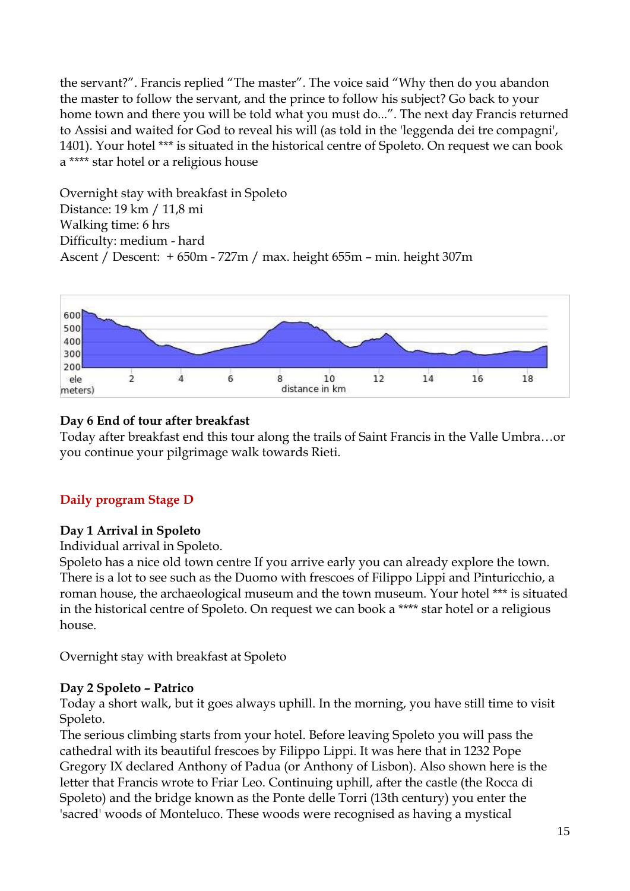the servant?". Francis replied "The master". The voice said "Why then do you abandon the master to follow the servant, and the prince to follow his subject? Go back to your home town and there you will be told what you must do...". The next day Francis returned to Assisi and waited for God to reveal his will (as told in the 'leggenda dei tre compagni', 1401). Your hotel *** is situated in the historical centre of Spoleto. On request we can book a **** star hotel or a religious house

Overnight stay with breakfast in Spoleto
Distance: 19 km / 11,8 mi
Walking time: 6 hrs
Difficulty: medium - hard
Ascent / Descent: + 650m - 727m / max. height 655m – min. height 307m

**Day 6 End of tour after breakfast**
Today after breakfast end this tour along the trails of Saint Francis in the Valle Umbra…or you continue your pilgrimage walk towards Rieti.

## Daily program Stage D

**Day 1 Arrival in Spoleto**
Individual arrival in Spoleto.
Spoleto has a nice old town centre If you arrive early you can already explore the town. There is a lot to see such as the Duomo with frescoes of Filippo Lippi and Pinturicchio, a roman house, the archaeological museum and the town museum. Your hotel *** is situated in the historical centre of Spoleto. On request we can book a **** star hotel or a religious house.

Overnight stay with breakfast at Spoleto

**Day 2 Spoleto – Patrico**
Today a short walk, but it goes always uphill. In the morning, you have still time to visit Spoleto.
The serious climbing starts from your hotel. Before leaving Spoleto you will pass the cathedral with its beautiful frescoes by Filippo Lippi. It was here that in 1232 Pope Gregory IX declared Anthony of Padua (or Anthony of Lisbon). Also shown here is the letter that Francis wrote to Friar Leo. Continuing uphill, after the castle (the Rocca di Spoleto) and the bridge known as the Ponte delle Torri (13th century) you enter the 'sacred' woods of Monteluco. These woods were recognised as having a mystical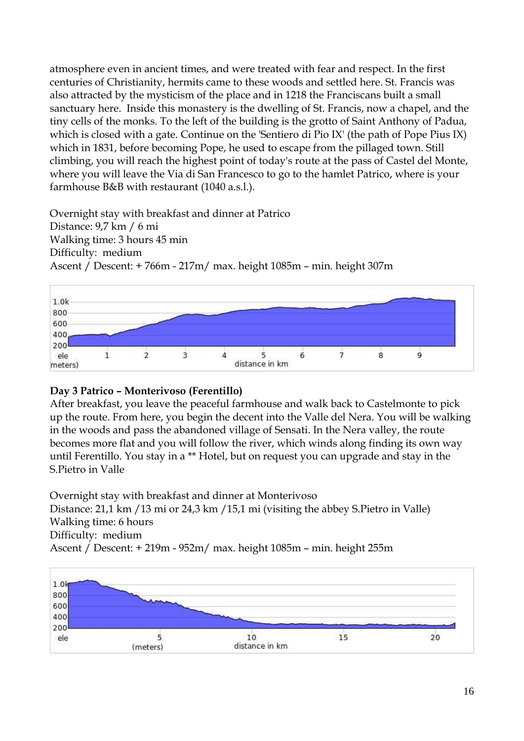atmosphere even in ancient times, and were treated with fear and respect. In the first centuries of Christianity, hermits came to these woods and settled here. St. Francis was also attracted by the mysticism of the place and in 1218 the Franciscans built a small sanctuary here. Inside this monastery is the dwelling of St. Francis, now a chapel, and the tiny cells of the monks. To the left of the building is the grotto of Saint Anthony of Padua, which is closed with a gate. Continue on the 'Sentiero di Pio IX' (the path of Pope Pius IX) which in 1831, before becoming Pope, he used to escape from the pillaged town. Still climbing, you will reach the highest point of today's route at the pass of Castel del Monte, where you will leave the Via di San Francesco to go to the hamlet Patrico, where is your farmhouse B&B with restaurant (1040 a.s.l.).

Overnight stay with breakfast and dinner at Patrico
Distance: 9,7 km / 6 mi
Walking time: 3 hours 45 min
Difficulty: medium
Ascent / Descent: + 766m - 217m/ max. height 1085m – min. height 307m

**Day 3 Patrico – Monterivoso (Ferentillo)**

After breakfast, you leave the peaceful farmhouse and walk back to Castelmonte to pick up the route. From here, you begin the decent into the Valle del Nera. You will be walking in the woods and pass the abandoned village of Sensati. In the Nera valley, the route becomes more flat and you will follow the river, which winds along finding its own way until Ferentillo. You stay in a ** Hotel, but on request you can upgrade and stay in the S.Pietro in Valle

Overnight stay with breakfast and dinner at Monterivoso
Distance: 21,1 km /13 mi or 24,3 km /15,1 mi (visiting the abbey S.Pietro in Valle)
Walking time: 6 hours
Difficulty: medium
Ascent / Descent: + 219m - 952m/ max. height 1085m – min. height 255m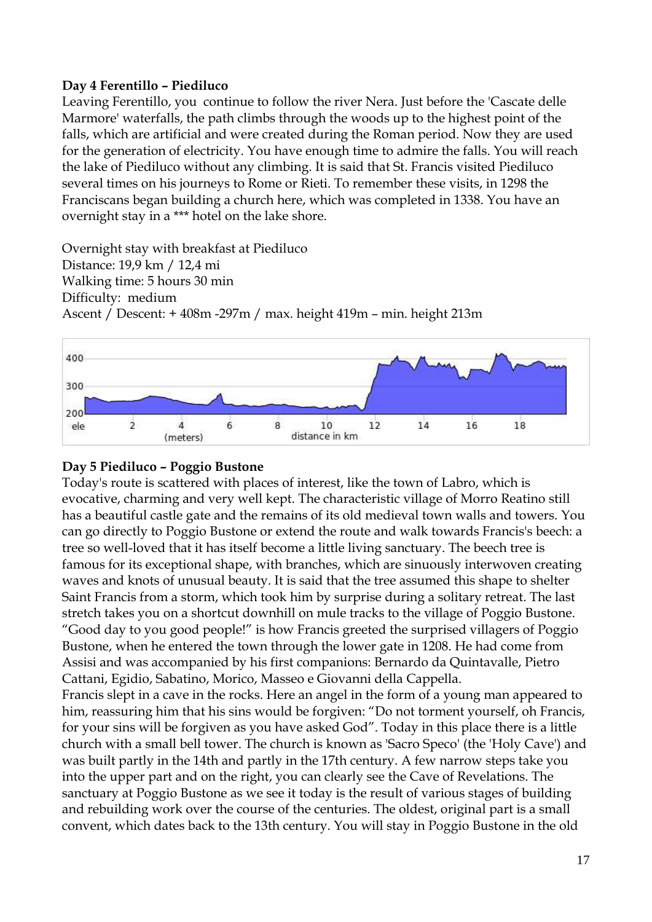**Day 4 Ferentillo – Piediluco**

Leaving Ferentillo, you continue to follow the river Nera. Just before the 'Cascate delle Marmore' waterfalls, the path climbs through the woods up to the highest point of the falls, which are artificial and were created during the Roman period. Now they are used for the generation of electricity. You have enough time to admire the falls. You will reach the lake of Piediluco without any climbing. It is said that St. Francis visited Piediluco several times on his journeys to Rome or Rieti. To remember these visits, in 1298 the Franciscans began building a church here, which was completed in 1338. You have an overnight stay in a *** hotel on the lake shore.

Overnight stay with breakfast at Piediluco
Distance: 19,9 km / 12,4 mi
Walking time: 5 hours 30 min
Difficulty: medium
Ascent / Descent: + 408m -297m / max. height 419m – min. height 213m

**Day 5 Piediluco – Poggio Bustone**

Today's route is scattered with places of interest, like the town of Labro, which is evocative, charming and very well kept. The characteristic village of Morro Reatino still has a beautiful castle gate and the remains of its old medieval town walls and towers. You can go directly to Poggio Bustone or extend the route and walk towards Francis's beech: a tree so well-loved that it has itself become a little living sanctuary. The beech tree is famous for its exceptional shape, with branches, which are sinuously interwoven creating waves and knots of unusual beauty. It is said that the tree assumed this shape to shelter Saint Francis from a storm, which took him by surprise during a solitary retreat. The last stretch takes you on a shortcut downhill on mule tracks to the village of Poggio Bustone. "Good day to you good people!" is how Francis greeted the surprised villagers of Poggio Bustone, when he entered the town through the lower gate in 1208. He had come from Assisi and was accompanied by his first companions: Bernardo da Quintavalle, Pietro Cattani, Egidio, Sabatino, Morico, Masseo e Giovanni della Cappella.
Francis slept in a cave in the rocks. Here an angel in the form of a young man appeared to him, reassuring him that his sins would be forgiven: "Do not torment yourself, oh Francis, for your sins will be forgiven as you have asked God". Today in this place there is a little church with a small bell tower. The church is known as 'Sacro Speco' (the 'Holy Cave') and was built partly in the 14th and partly in the 17th century. A few narrow steps take you into the upper part and on the right, you can clearly see the Cave of Revelations. The sanctuary at Poggio Bustone as we see it today is the result of various stages of building and rebuilding work over the course of the centuries. The oldest, original part is a small convent, which dates back to the 13th century. You will stay in Poggio Bustone in the old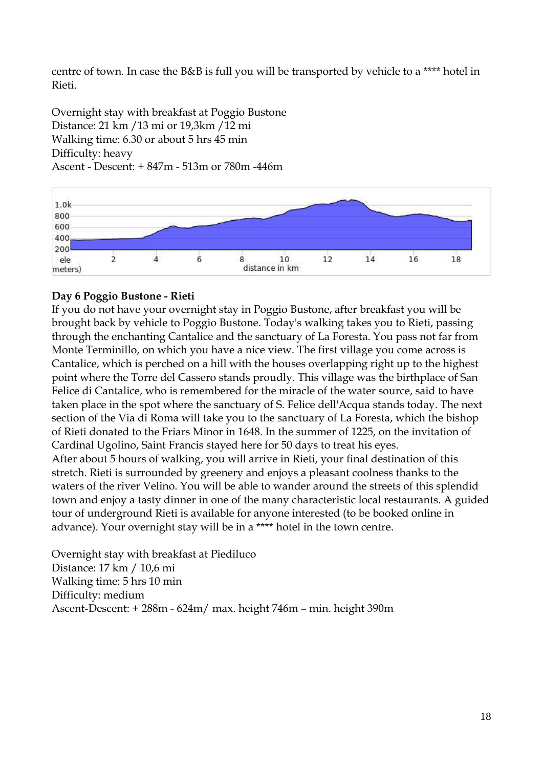centre of town. In case the B&B is full you will be transported by vehicle to a **** hotel in Rieti.

Overnight stay with breakfast at Poggio Bustone
Distance: 21 km /13 mi or 19,3km /12 mi
Walking time: 6.30 or about 5 hrs 45 min
Difficulty: heavy
Ascent - Descent: + 847m - 513m or 780m -446m

**Day 6 Poggio Bustone - Rieti**

If you do not have your overnight stay in Poggio Bustone, after breakfast you will be brought back by vehicle to Poggio Bustone. Today's walking takes you to Rieti, passing through the enchanting Cantalice and the sanctuary of La Foresta. You pass not far from Monte Terminillo, on which you have a nice view. The first village you come across is Cantalice, which is perched on a hill with the houses overlapping right up to the highest point where the Torre del Cassero stands proudly. This village was the birthplace of San Felice di Cantalice, who is remembered for the miracle of the water source, said to have taken place in the spot where the sanctuary of S. Felice dell'Acqua stands today. The next section of the Via di Roma will take you to the sanctuary of La Foresta, which the bishop of Rieti donated to the Friars Minor in 1648. In the summer of 1225, on the invitation of Cardinal Ugolino, Saint Francis stayed here for 50 days to treat his eyes.
After about 5 hours of walking, you will arrive in Rieti, your final destination of this stretch. Rieti is surrounded by greenery and enjoys a pleasant coolness thanks to the waters of the river Velino. You will be able to wander around the streets of this splendid town and enjoy a tasty dinner in one of the many characteristic local restaurants. A guided tour of underground Rieti is available for anyone interested (to be booked online in advance). Your overnight stay will be in a **** hotel in the town centre.

Overnight stay with breakfast at Piediluco
Distance: 17 km / 10,6 mi
Walking time: 5 hrs 10 min
Difficulty: medium
Ascent-Descent: + 288m - 624m/ max. height 746m – min. height 390m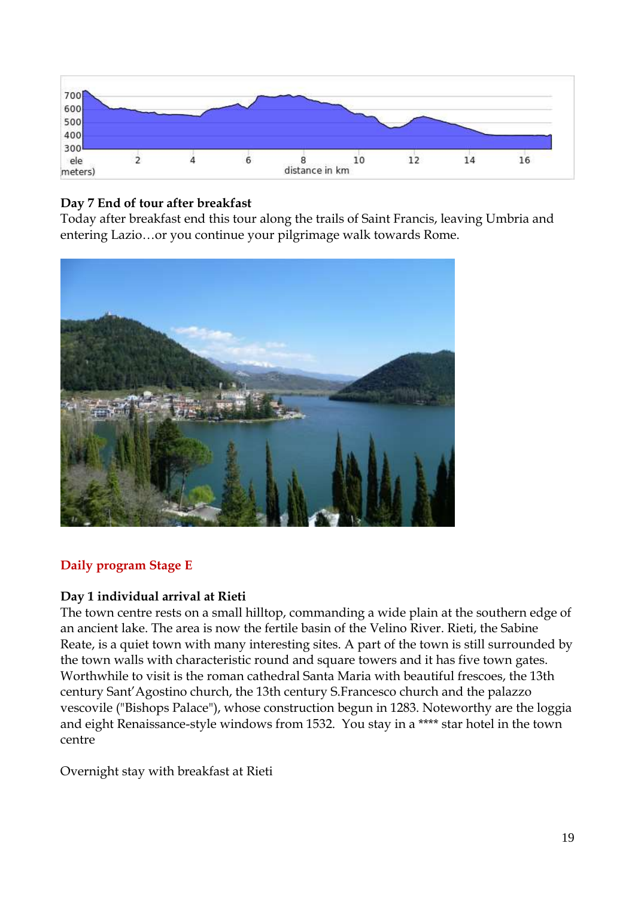**Day 7 End of tour after breakfast**

Today after breakfast end this tour along the trails of Saint Francis, leaving Umbria and entering Lazio…or you continue your pilgrimage walk towards Rome.

## Daily program Stage E

**Day 1 individual arrival at Rieti**

The town centre rests on a small hilltop, commanding a wide plain at the southern edge of an ancient lake. The area is now the fertile basin of the Velino River. Rieti, the Sabine Reate, is a quiet town with many interesting sites. A part of the town is still surrounded by the town walls with characteristic round and square towers and it has five town gates. Worthwhile to visit is the roman cathedral Santa Maria with beautiful frescoes, the 13th century Sant'Agostino church, the 13th century S.Francesco church and the palazzo vescovile ("Bishops Palace"), whose construction begun in 1283. Noteworthy are the loggia and eight Renaissance-style windows from 1532. You stay in a **** star hotel in the town centre

Overnight stay with breakfast at Rieti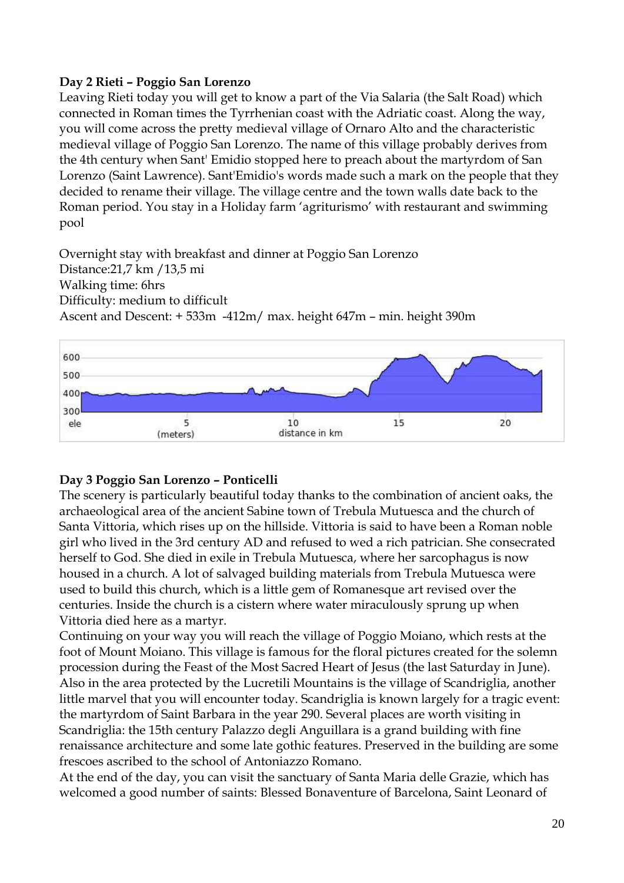**Day 2 Rieti – Poggio San Lorenzo**

Leaving Rieti today you will get to know a part of the Via Salaria (the Salt Road) which connected in Roman times the Tyrrhenian coast with the Adriatic coast. Along the way, you will come across the pretty medieval village of Ornaro Alto and the characteristic medieval village of Poggio San Lorenzo. The name of this village probably derives from the 4th century when Sant' Emidio stopped here to preach about the martyrdom of San Lorenzo (Saint Lawrence). Sant'Emidio's words made such a mark on the people that they decided to rename their village. The village centre and the town walls date back to the Roman period. You stay in a Holiday farm 'agriturismo' with restaurant and swimming pool

Overnight stay with breakfast and dinner at Poggio San Lorenzo
Distance:21,7 km /13,5 mi
Walking time: 6hrs
Difficulty: medium to difficult
Ascent and Descent: + 533m -412m/ max. height 647m – min. height 390m

**Day 3 Poggio San Lorenzo – Ponticelli**

The scenery is particularly beautiful today thanks to the combination of ancient oaks, the archaeological area of the ancient Sabine town of Trebula Mutuesca and the church of Santa Vittoria, which rises up on the hillside. Vittoria is said to have been a Roman noble girl who lived in the 3rd century AD and refused to wed a rich patrician. She consecrated herself to God. She died in exile in Trebula Mutuesca, where her sarcophagus is now housed in a church. A lot of salvaged building materials from Trebula Mutuesca were used to build this church, which is a little gem of Romanesque art revised over the centuries. Inside the church is a cistern where water miraculously sprung up when Vittoria died here as a martyr.
Continuing on your way you will reach the village of Poggio Moiano, which rests at the foot of Mount Moiano. This village is famous for the floral pictures created for the solemn procession during the Feast of the Most Sacred Heart of Jesus (the last Saturday in June). Also in the area protected by the Lucretili Mountains is the village of Scandriglia, another little marvel that you will encounter today. Scandriglia is known largely for a tragic event: the martyrdom of Saint Barbara in the year 290. Several places are worth visiting in Scandriglia: the 15th century Palazzo degli Anguillara is a grand building with fine renaissance architecture and some late gothic features. Preserved in the building are some frescoes ascribed to the school of Antoniazzo Romano.
At the end of the day, you can visit the sanctuary of Santa Maria delle Grazie, which has welcomed a good number of saints: Blessed Bonaventure of Barcelona, Saint Leonard of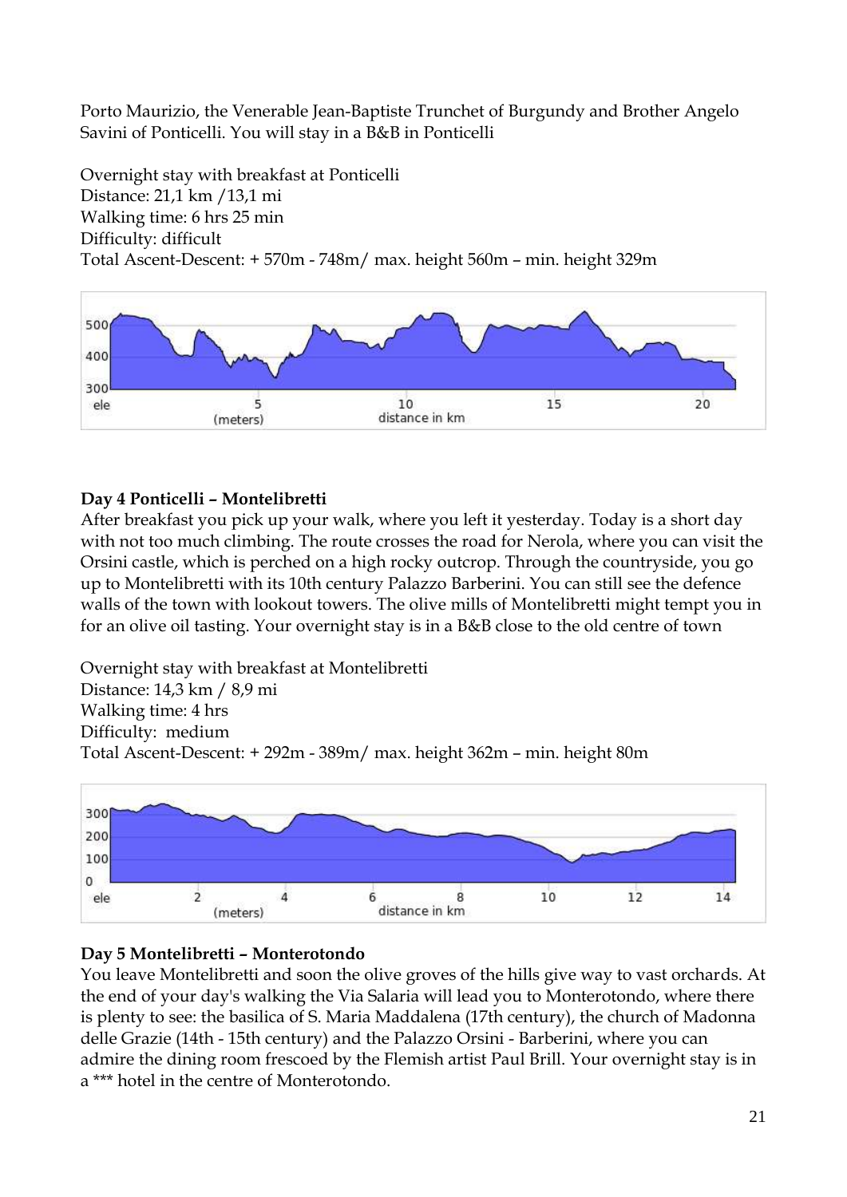Porto Maurizio, the Venerable Jean-Baptiste Trunchet of Burgundy and Brother Angelo Savini of Ponticelli. You will stay in a B&B in Ponticelli

Overnight stay with breakfast at Ponticelli
Distance: 21,1 km /13,1 mi
Walking time: 6 hrs 25 min
Difficulty: difficult
Total Ascent-Descent: + 570m - 748m/ max. height 560m – min. height 329m

**Day 4 Ponticelli – Montelibretti**

After breakfast you pick up your walk, where you left it yesterday. Today is a short day with not too much climbing. The route crosses the road for Nerola, where you can visit the Orsini castle, which is perched on a high rocky outcrop. Through the countryside, you go up to Montelibretti with its 10th century Palazzo Barberini. You can still see the defence walls of the town with lookout towers. The olive mills of Montelibretti might tempt you in for an olive oil tasting. Your overnight stay is in a B&B close to the old centre of town

Overnight stay with breakfast at Montelibretti
Distance: 14,3 km / 8,9 mi
Walking time: 4 hrs
Difficulty: medium
Total Ascent-Descent: + 292m - 389m/ max. height 362m – min. height 80m

**Day 5 Montelibretti – Monterotondo**

You leave Montelibretti and soon the olive groves of the hills give way to vast orchards. At the end of your day's walking the Via Salaria will lead you to Monterotondo, where there is plenty to see: the basilica of S. Maria Maddalena (17th century), the church of Madonna delle Grazie (14th - 15th century) and the Palazzo Orsini - Barberini, where you can admire the dining room frescoed by the Flemish artist Paul Brill. Your overnight stay is in a *** hotel in the centre of Monterotondo.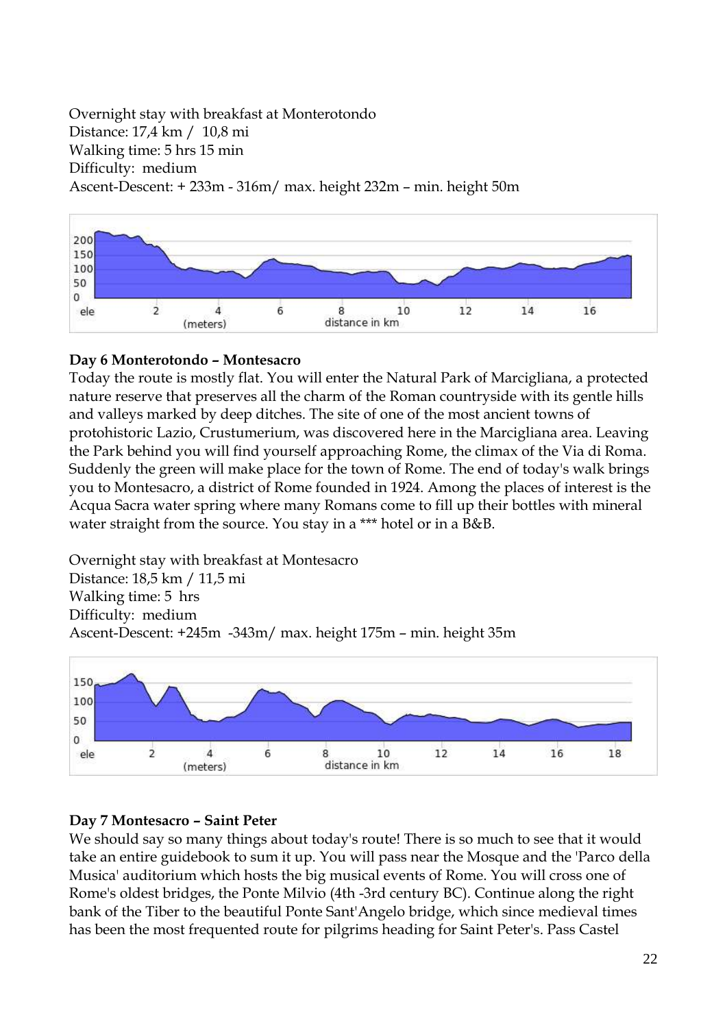Overnight stay with breakfast at Monterotondo
Distance: 17,4 km / 10,8 mi
Walking time: 5 hrs 15 min
Difficulty: medium
Ascent-Descent: + 233m - 316m/ max. height 232m – min. height 50m

## Day 6 Monterotondo – Montesacro

Today the route is mostly flat. You will enter the Natural Park of Marcigliana, a protected nature reserve that preserves all the charm of the Roman countryside with its gentle hills and valleys marked by deep ditches. The site of one of the most ancient towns of protohistoric Lazio, Crustumerium, was discovered here in the Marcigliana area. Leaving the Park behind you will find yourself approaching Rome, the climax of the Via di Roma. Suddenly the green will make place for the town of Rome. The end of today's walk brings you to Montesacro, a district of Rome founded in 1924. Among the places of interest is the Acqua Sacra water spring where many Romans come to fill up their bottles with mineral water straight from the source. You stay in a *** hotel or in a B&B.

Overnight stay with breakfast at Montesacro
Distance: 18,5 km / 11,5 mi
Walking time: 5 hrs
Difficulty: medium
Ascent-Descent: +245m -343m/ max. height 175m – min. height 35m

## Day 7 Montesacro – Saint Peter

We should say so many things about today's route! There is so much to see that it would take an entire guidebook to sum it up. You will pass near the Mosque and the 'Parco della Musica' auditorium which hosts the big musical events of Rome. You will cross one of Rome's oldest bridges, the Ponte Milvio (4th -3rd century BC). Continue along the right bank of the Tiber to the beautiful Ponte Sant'Angelo bridge, which since medieval times has been the most frequented route for pilgrims heading for Saint Peter's. Pass Castel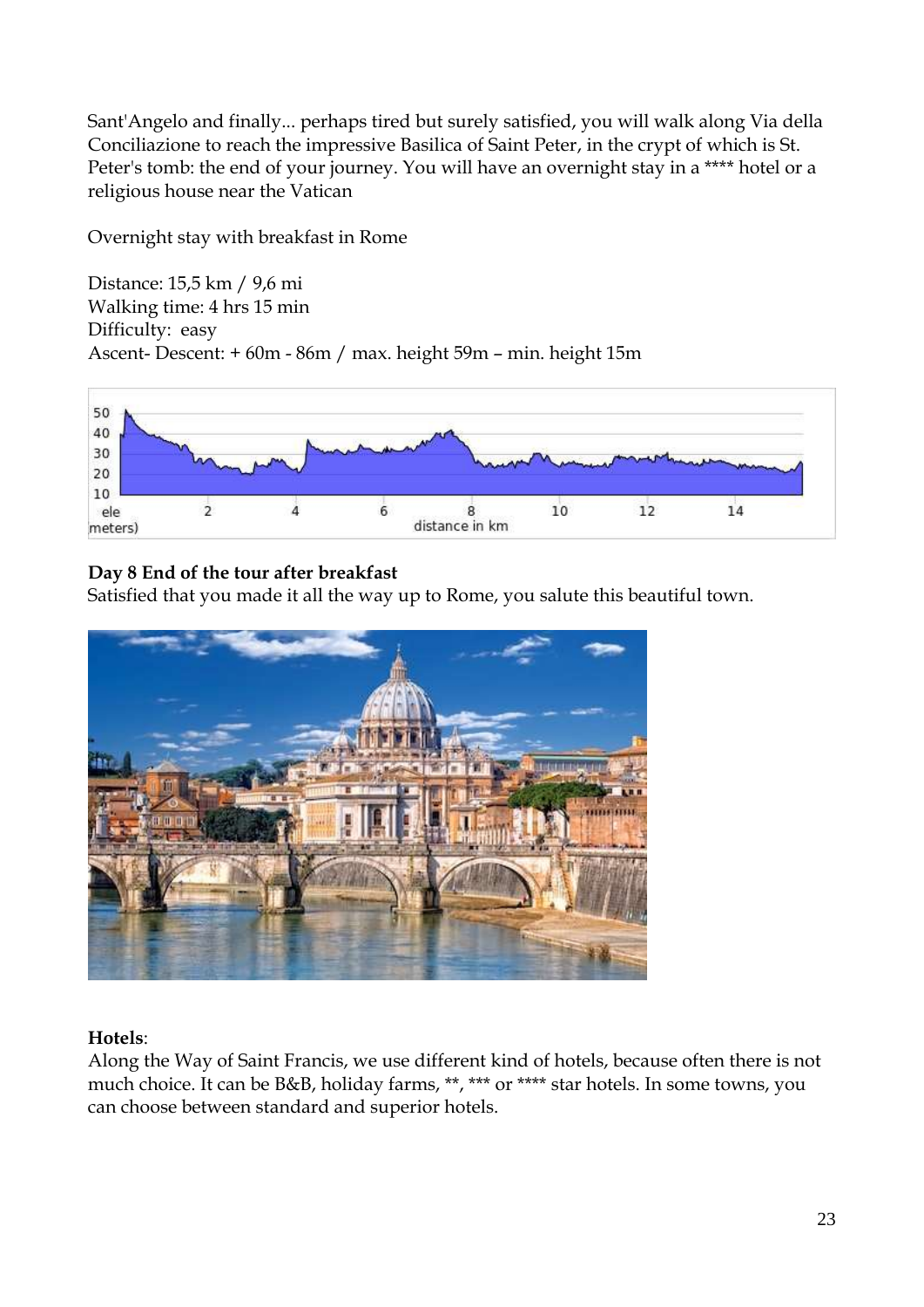Sant'Angelo and finally... perhaps tired but surely satisfied, you will walk along Via della Conciliazione to reach the impressive Basilica of Saint Peter, in the crypt of which is St. Peter's tomb: the end of your journey. You will have an overnight stay in a **** hotel or a religious house near the Vatican

Overnight stay with breakfast in Rome

Distance: 15,5 km / 9,6 mi
Walking time: 4 hrs 15 min
Difficulty: easy
Ascent- Descent: + 60m - 86m / max. height 59m – min. height 15m

**Day 8 End of the tour after breakfast**
Satisfied that you made it all the way up to Rome, you salute this beautiful town.

**Hotels**:
Along the Way of Saint Francis, we use different kind of hotels, because often there is not much choice. It can be B&B, holiday farms, **, *** or **** star hotels. In some towns, you can choose between standard and superior hotels.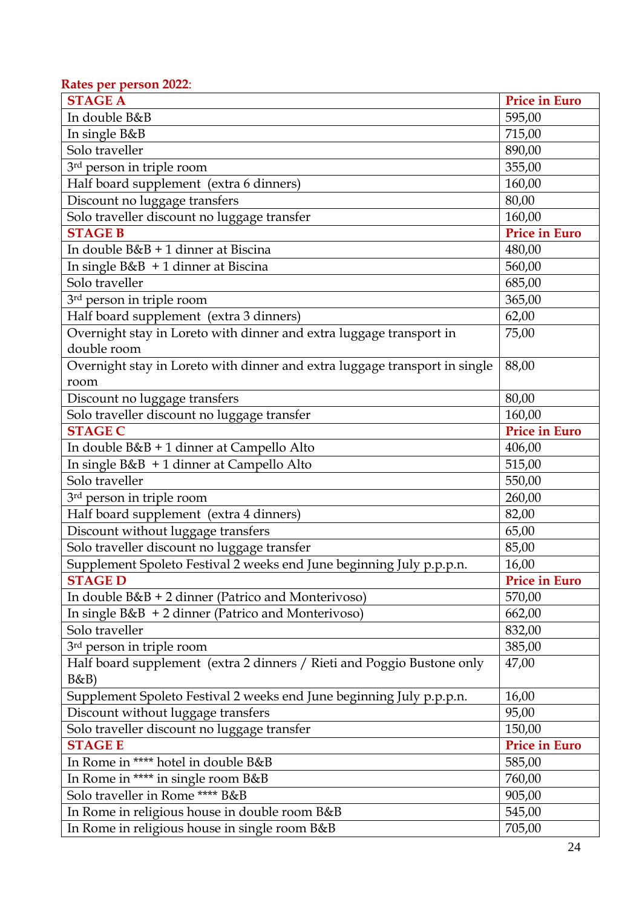**Rates per person 2022**:

| **STAGE A** | **Price in Euro** |
| --- | --- |
| In double B&B | 595,00 |
| In single B&B | 715,00 |
| Solo traveller | 890,00 |
| 3rd person in triple room | 355,00 |
| Half board supplement (extra 6 dinners) | 160,00 |
| Discount no luggage transfers | 80,00 |
| Solo traveller discount no luggage transfer | 160,00 |
| **STAGE B** | **Price in Euro** |
| In double B&B + 1 dinner at Biscina | 480,00 |
| In single B&B + 1 dinner at Biscina | 560,00 |
| Solo traveller | 685,00 |
| 3rd person in triple room | 365,00 |
| Half board supplement (extra 3 dinners) | 62,00 |
| Overnight stay in Loreto with dinner and extra luggage transport in double room | 75,00 |
| Overnight stay in Loreto with dinner and extra luggage transport in single room | 88,00 |
| Discount no luggage transfers | 80,00 |
| Solo traveller discount no luggage transfer | 160,00 |
| **STAGE C** | **Price in Euro** |
| In double B&B + 1 dinner at Campello Alto | 406,00 |
| In single B&B + 1 dinner at Campello Alto | 515,00 |
| Solo traveller | 550,00 |
| 3rd person in triple room | 260,00 |
| Half board supplement (extra 4 dinners) | 82,00 |
| Discount without luggage transfers | 65,00 |
| Solo traveller discount no luggage transfer | 85,00 |
| Supplement Spoleto Festival 2 weeks end June beginning July p.p.p.n. | 16,00 |
| **STAGE D** | **Price in Euro** |
| In double B&B + 2 dinner (Patrico and Monterivoso) | 570,00 |
| In single B&B + 2 dinner (Patrico and Monterivoso) | 662,00 |
| Solo traveller | 832,00 |
| 3rd person in triple room | 385,00 |
| Half board supplement (extra 2 dinners / Rieti and Poggio Bustone only B&B) | 47,00 |
| Supplement Spoleto Festival 2 weeks end June beginning July p.p.p.n. | 16,00 |
| Discount without luggage transfers | 95,00 |
| Solo traveller discount no luggage transfer | 150,00 |
| **STAGE E** | **Price in Euro** |
| In Rome in **** hotel in double B&B | 585,00 |
| In Rome in **** in single room B&B | 760,00 |
| Solo traveller in Rome **** B&B | 905,00 |
| In Rome in religious house in double room B&B | 545,00 |
| In Rome in religious house in single room B&B | 705,00 |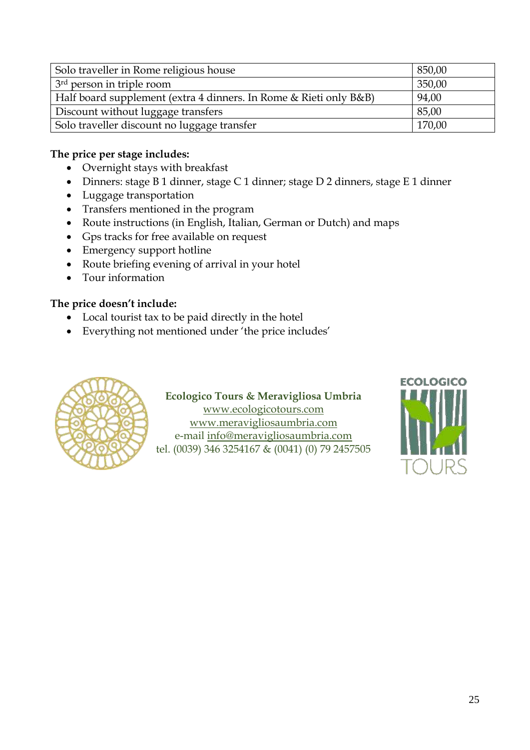| | |
|---|---|
| Solo traveller in Rome religious house | 850,00 |
| 3rd person in triple room | 350,00 |
| Half board supplement (extra 4 dinners. In Rome & Rieti only B&B) | 94,00 |
| Discount without luggage transfers | 85,00 |
| Solo traveller discount no luggage transfer | 170,00 |

**The price per stage includes:**

- Overnight stays with breakfast
- Dinners: stage B 1 dinner, stage C 1 dinner; stage D 2 dinners, stage E 1 dinner
- Luggage transportation
- Transfers mentioned in the program
- Route instructions (in English, Italian, German or Dutch) and maps
- Gps tracks for free available on request
- Emergency support hotline
- Route briefing evening of arrival in your hotel
- Tour information

**The price doesn't include:**

- Local tourist tax to be paid directly in the hotel
- Everything not mentioned under 'the price includes'

**Ecologico Tours & Meravigliosa Umbria**
www.ecologicotours.com
www.meravigliosaumbria.com
e-mail info@meravigliosaumbria.com
tel. (0039) 346 3254167 & (0041) (0) 79 2457505

ECOLOGICO TOURS